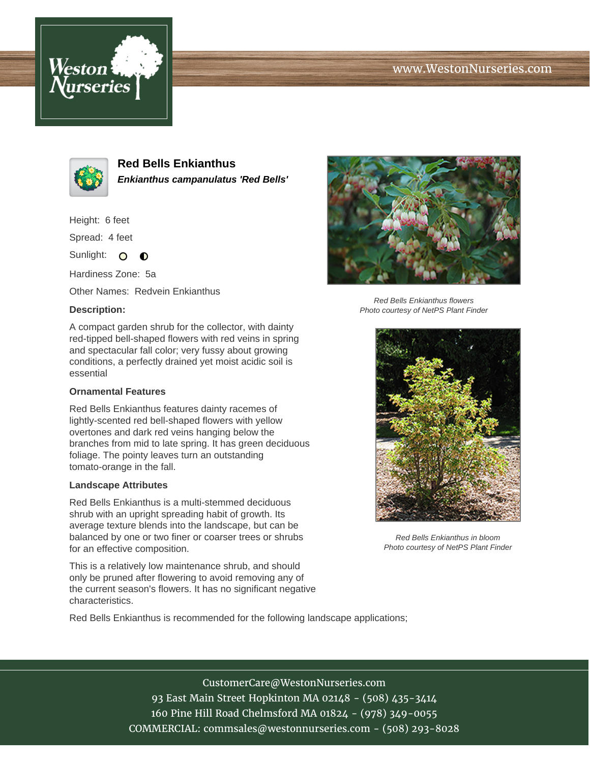# Red Bells Enkianthus

***Enkianthus campanulatus 'Red Bells'***

Height: 6 feet

Spread: 4 feet

Sunlight: ○ ◐

Hardiness Zone: 5a

Other Names: Redvein Enkianthus

### Description:

A compact garden shrub for the collector, with dainty red-tipped bell-shaped flowers with red veins in spring and spectacular fall color; very fussy about growing conditions, a perfectly drained yet moist acidic soil is essential

### Ornamental Features

Red Bells Enkianthus features dainty racemes of lightly-scented red bell-shaped flowers with yellow overtones and dark red veins hanging below the branches from mid to late spring. It has green deciduous foliage. The pointy leaves turn an outstanding tomato-orange in the fall.

### Landscape Attributes

Red Bells Enkianthus is a multi-stemmed deciduous shrub with an upright spreading habit of growth. Its average texture blends into the landscape, but can be balanced by one or two finer or coarser trees or shrubs for an effective composition.

This is a relatively low maintenance shrub, and should only be pruned after flowering to avoid removing any of the current season's flowers. It has no significant negative characteristics.

Red Bells Enkianthus is recommended for the following landscape applications;

*Red Bells Enkianthus flowers*
*Photo courtesy of NetPS Plant Finder*

*Red Bells Enkianthus in bloom*
*Photo courtesy of NetPS Plant Finder*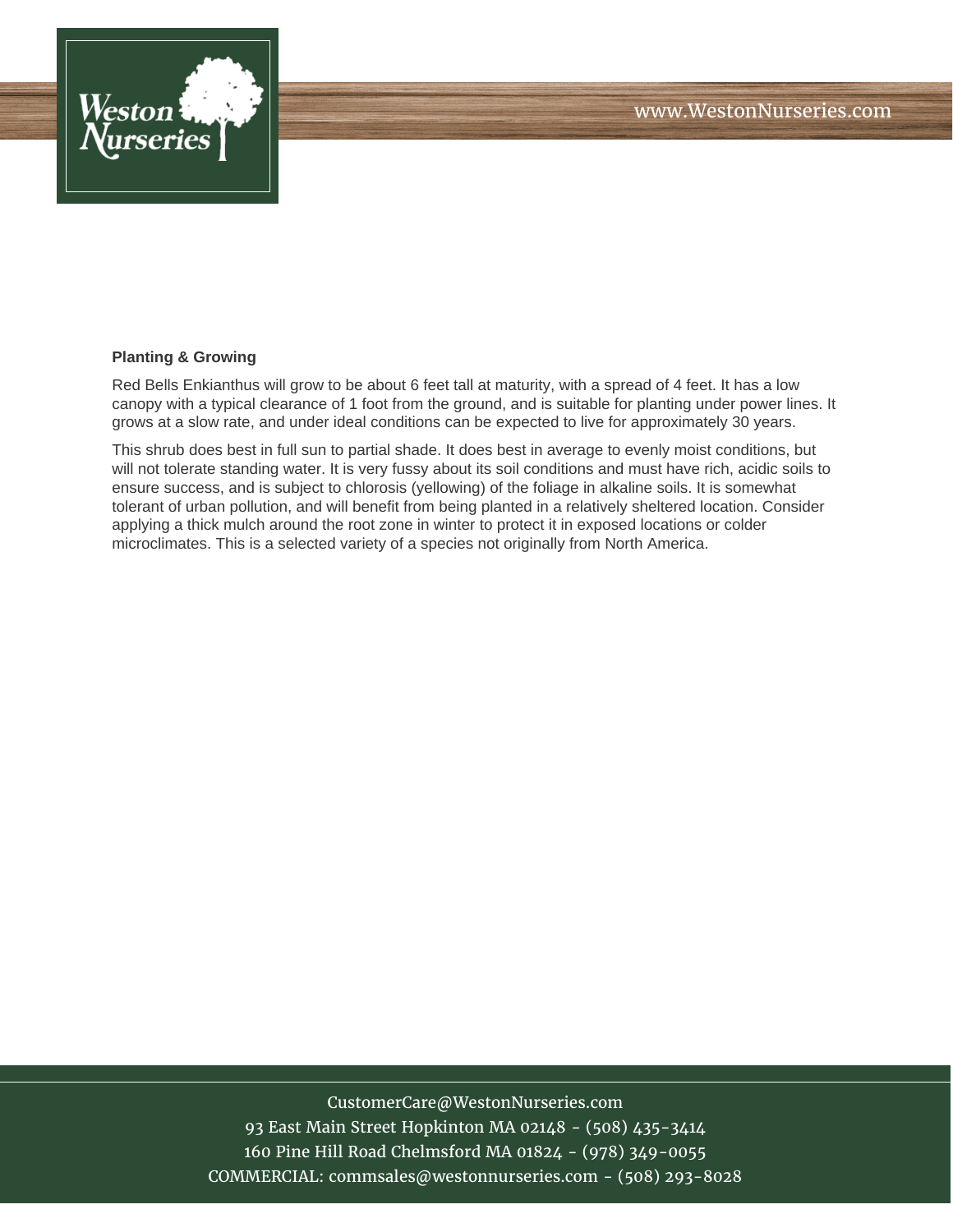### Planting & Growing

Red Bells Enkianthus will grow to be about 6 feet tall at maturity, with a spread of 4 feet. It has a low canopy with a typical clearance of 1 foot from the ground, and is suitable for planting under power lines. It grows at a slow rate, and under ideal conditions can be expected to live for approximately 30 years.

This shrub does best in full sun to partial shade. It does best in average to evenly moist conditions, but will not tolerate standing water. It is very fussy about its soil conditions and must have rich, acidic soils to ensure success, and is subject to chlorosis (yellowing) of the foliage in alkaline soils. It is somewhat tolerant of urban pollution, and will benefit from being planted in a relatively sheltered location. Consider applying a thick mulch around the root zone in winter to protect it in exposed locations or colder microclimates. This is a selected variety of a species not originally from North America.